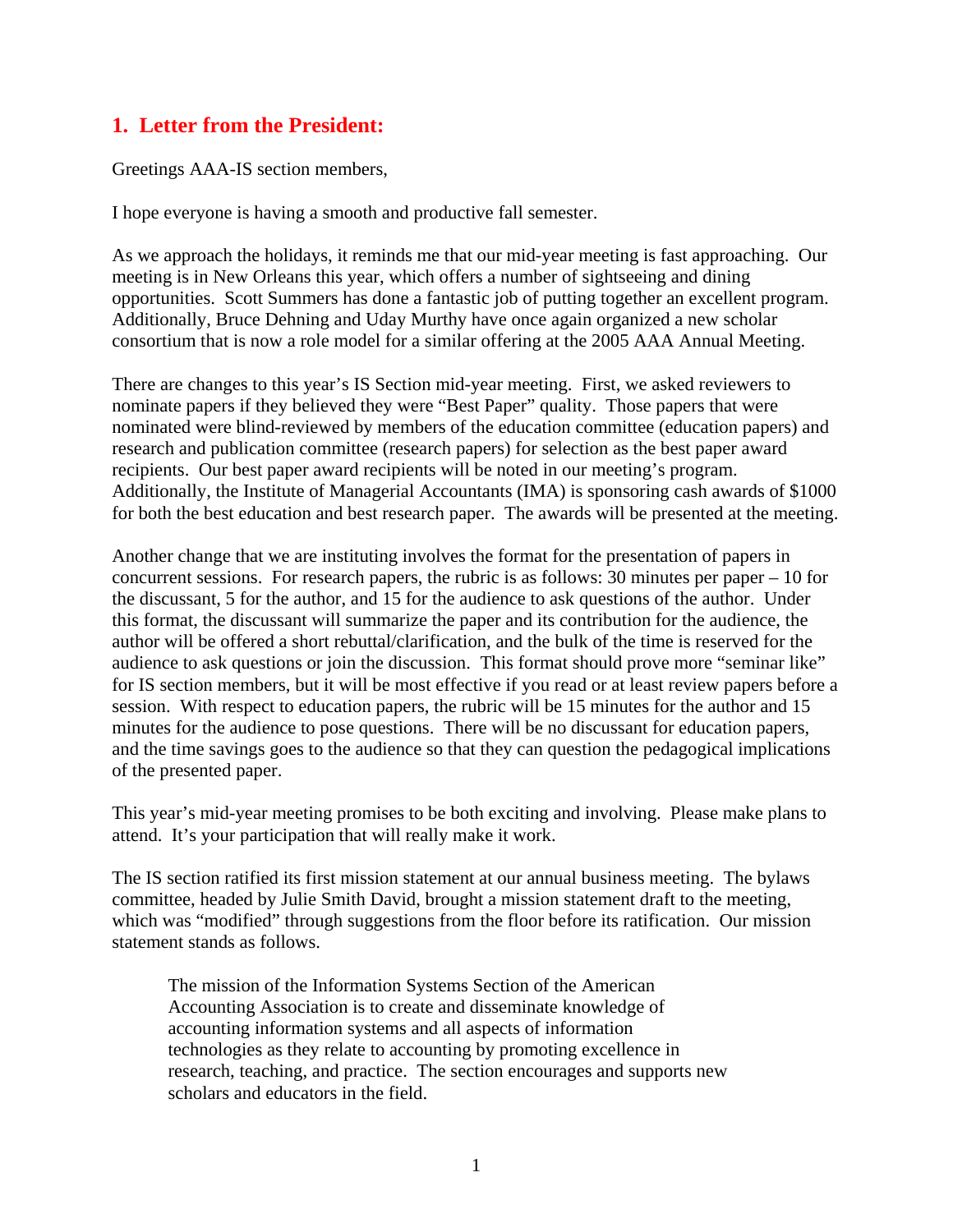## 1. Letter from the President:

Greetings AAA-IS section members,

I hope everyone is having a smooth and productive fall semester.

As we approach the holidays, it reminds me that our mid-year meeting is fast approaching. Our meeting is in New Orleans this year, which offers a number of sightseeing and dining opportunities. Scott Summers has done a fantastic job of putting together an excellent program. Additionally, Bruce Dehning and Uday Murthy have once again organized a new scholar consortium that is now a role model for a similar offering at the 2005 AAA Annual Meeting.

There are changes to this year's IS Section mid-year meeting. First, we asked reviewers to nominate papers if they believed they were "Best Paper" quality. Those papers that were nominated were blind-reviewed by members of the education committee (education papers) and research and publication committee (research papers) for selection as the best paper award recipients. Our best paper award recipients will be noted in our meeting's program. Additionally, the Institute of Managerial Accountants (IMA) is sponsoring cash awards of $1000 for both the best education and best research paper. The awards will be presented at the meeting.

Another change that we are instituting involves the format for the presentation of papers in concurrent sessions. For research papers, the rubric is as follows: 30 minutes per paper – 10 for the discussant, 5 for the author, and 15 for the audience to ask questions of the author. Under this format, the discussant will summarize the paper and its contribution for the audience, the author will be offered a short rebuttal/clarification, and the bulk of the time is reserved for the audience to ask questions or join the discussion. This format should prove more "seminar like" for IS section members, but it will be most effective if you read or at least review papers before a session. With respect to education papers, the rubric will be 15 minutes for the author and 15 minutes for the audience to pose questions. There will be no discussant for education papers, and the time savings goes to the audience so that they can question the pedagogical implications of the presented paper.

This year's mid-year meeting promises to be both exciting and involving. Please make plans to attend. It's your participation that will really make it work.

The IS section ratified its first mission statement at our annual business meeting. The bylaws committee, headed by Julie Smith David, brought a mission statement draft to the meeting, which was "modified" through suggestions from the floor before its ratification. Our mission statement stands as follows.

> The mission of the Information Systems Section of the American Accounting Association is to create and disseminate knowledge of accounting information systems and all aspects of information technologies as they relate to accounting by promoting excellence in research, teaching, and practice. The section encourages and supports new scholars and educators in the field.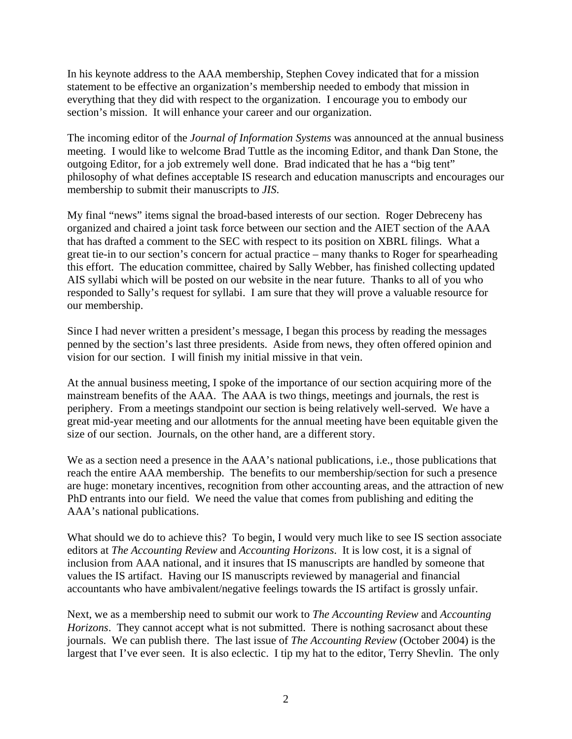In his keynote address to the AAA membership, Stephen Covey indicated that for a mission statement to be effective an organization's membership needed to embody that mission in everything that they did with respect to the organization. I encourage you to embody our section's mission. It will enhance your career and our organization.

The incoming editor of the *Journal of Information Systems* was announced at the annual business meeting. I would like to welcome Brad Tuttle as the incoming Editor, and thank Dan Stone, the outgoing Editor, for a job extremely well done. Brad indicated that he has a "big tent" philosophy of what defines acceptable IS research and education manuscripts and encourages our membership to submit their manuscripts to *JIS*.

My final "news" items signal the broad-based interests of our section. Roger Debreceny has organized and chaired a joint task force between our section and the AIET section of the AAA that has drafted a comment to the SEC with respect to its position on XBRL filings. What a great tie-in to our section's concern for actual practice – many thanks to Roger for spearheading this effort. The education committee, chaired by Sally Webber, has finished collecting updated AIS syllabi which will be posted on our website in the near future. Thanks to all of you who responded to Sally's request for syllabi. I am sure that they will prove a valuable resource for our membership.

Since I had never written a president's message, I began this process by reading the messages penned by the section's last three presidents. Aside from news, they often offered opinion and vision for our section. I will finish my initial missive in that vein.

At the annual business meeting, I spoke of the importance of our section acquiring more of the mainstream benefits of the AAA. The AAA is two things, meetings and journals, the rest is periphery. From a meetings standpoint our section is being relatively well-served. We have a great mid-year meeting and our allotments for the annual meeting have been equitable given the size of our section. Journals, on the other hand, are a different story.

We as a section need a presence in the AAA's national publications, i.e., those publications that reach the entire AAA membership. The benefits to our membership/section for such a presence are huge: monetary incentives, recognition from other accounting areas, and the attraction of new PhD entrants into our field. We need the value that comes from publishing and editing the AAA's national publications.

What should we do to achieve this? To begin, I would very much like to see IS section associate editors at *The Accounting Review* and *Accounting Horizons*. It is low cost, it is a signal of inclusion from AAA national, and it insures that IS manuscripts are handled by someone that values the IS artifact. Having our IS manuscripts reviewed by managerial and financial accountants who have ambivalent/negative feelings towards the IS artifact is grossly unfair.

Next, we as a membership need to submit our work to *The Accounting Review* and *Accounting Horizons*. They cannot accept what is not submitted. There is nothing sacrosanct about these journals. We can publish there. The last issue of *The Accounting Review* (October 2004) is the largest that I've ever seen. It is also eclectic. I tip my hat to the editor, Terry Shevlin. The only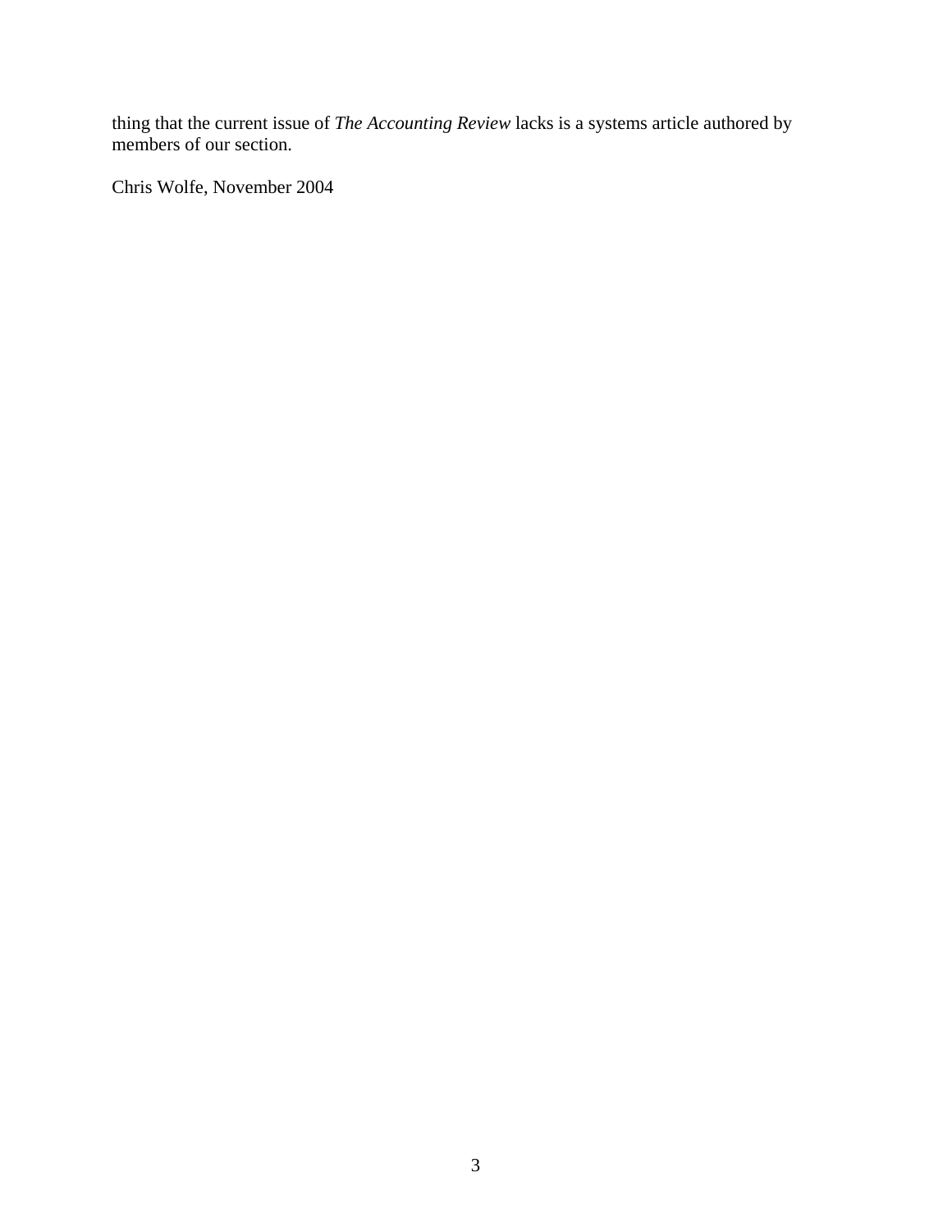thing that the current issue of *The Accounting Review* lacks is a systems article authored by members of our section.

Chris Wolfe, November 2004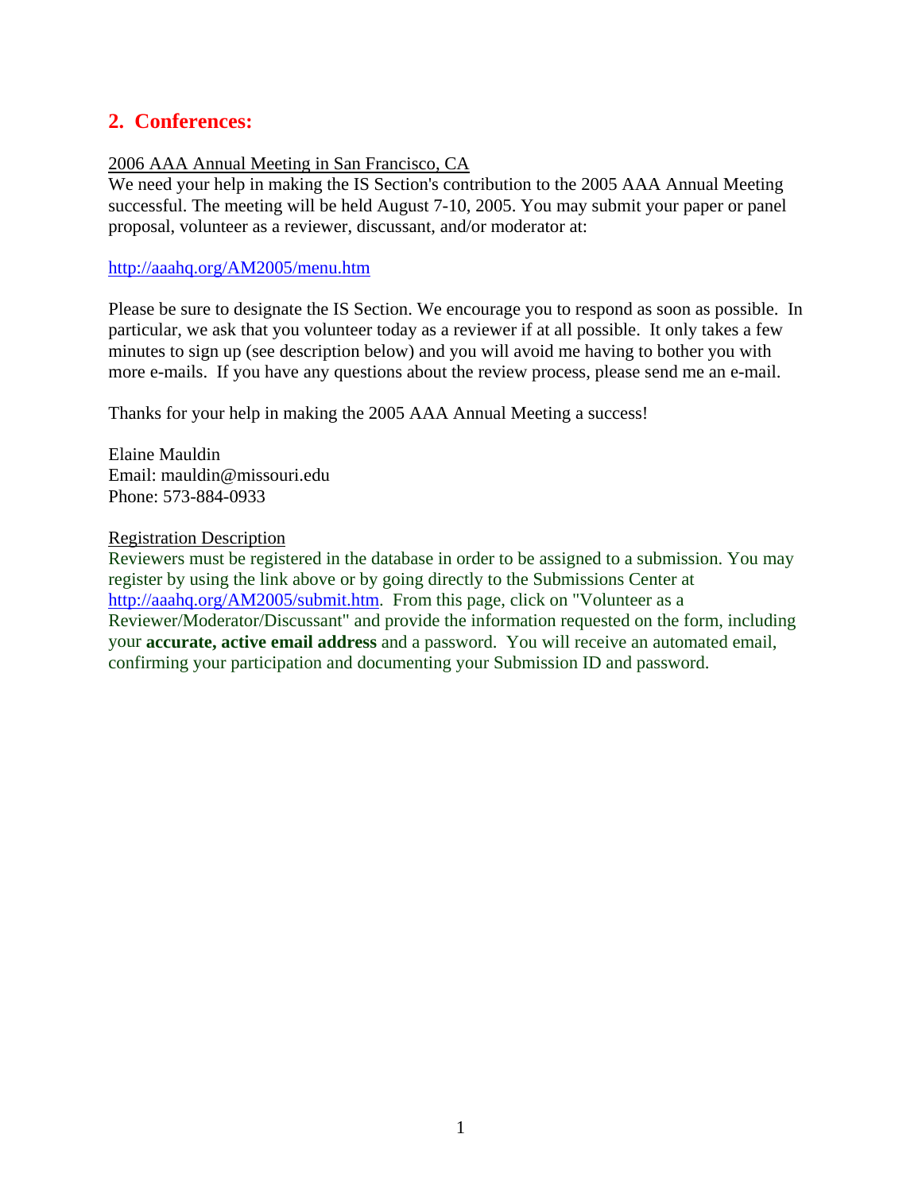## 2. Conferences:

2006 AAA Annual Meeting in San Francisco, CA

We need your help in making the IS Section's contribution to the 2005 AAA Annual Meeting successful. The meeting will be held August 7-10, 2005. You may submit your paper or panel proposal, volunteer as a reviewer, discussant, and/or moderator at:

http://aaahq.org/AM2005/menu.htm

Please be sure to designate the IS Section. We encourage you to respond as soon as possible. In particular, we ask that you volunteer today as a reviewer if at all possible. It only takes a few minutes to sign up (see description below) and you will avoid me having to bother you with more e-mails. If you have any questions about the review process, please send me an e-mail.

Thanks for your help in making the 2005 AAA Annual Meeting a success!

Elaine Mauldin
Email: mauldin@missouri.edu
Phone: 573-884-0933

Registration Description

Reviewers must be registered in the database in order to be assigned to a submission. You may register by using the link above or by going directly to the Submissions Center at http://aaahq.org/AM2005/submit.htm. From this page, click on "Volunteer as a Reviewer/Moderator/Discussant" and provide the information requested on the form, including your **accurate, active email address** and a password. You will receive an automated email, confirming your participation and documenting your Submission ID and password.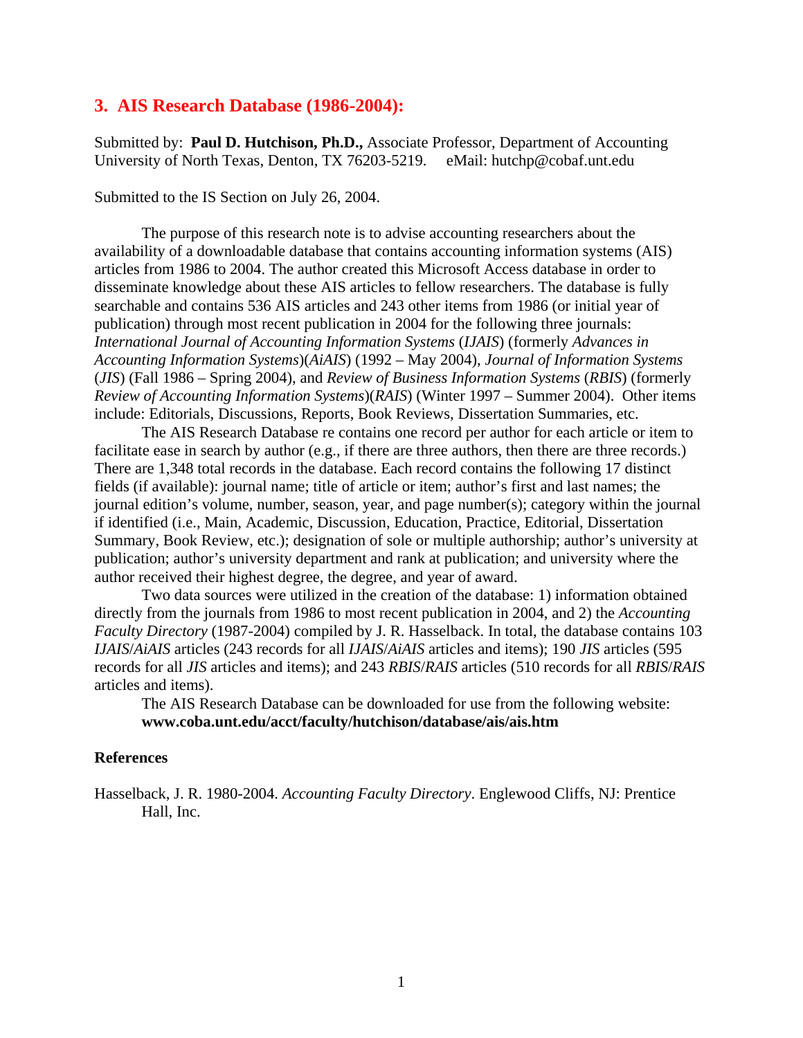## 3. AIS Research Database (1986-2004):

Submitted by: **Paul D. Hutchison, Ph.D.,** Associate Professor, Department of Accounting University of North Texas, Denton, TX 76203-5219. eMail: hutchp@cobaf.unt.edu

Submitted to the IS Section on July 26, 2004.

The purpose of this research note is to advise accounting researchers about the availability of a downloadable database that contains accounting information systems (AIS) articles from 1986 to 2004. The author created this Microsoft Access database in order to disseminate knowledge about these AIS articles to fellow researchers. The database is fully searchable and contains 536 AIS articles and 243 other items from 1986 (or initial year of publication) through most recent publication in 2004 for the following three journals: *International Journal of Accounting Information Systems* (*IJAIS*) (formerly *Advances in Accounting Information Systems*)(*AiAIS*) (1992 – May 2004), *Journal of Information Systems* (*JIS*) (Fall 1986 – Spring 2004), and *Review of Business Information Systems* (*RBIS*) (formerly *Review of Accounting Information Systems*)(*RAIS*) (Winter 1997 – Summer 2004). Other items include: Editorials, Discussions, Reports, Book Reviews, Dissertation Summaries, etc.

The AIS Research Database re contains one record per author for each article or item to facilitate ease in search by author (e.g., if there are three authors, then there are three records.) There are 1,348 total records in the database. Each record contains the following 17 distinct fields (if available): journal name; title of article or item; author's first and last names; the journal edition's volume, number, season, year, and page number(s); category within the journal if identified (i.e., Main, Academic, Discussion, Education, Practice, Editorial, Dissertation Summary, Book Review, etc.); designation of sole or multiple authorship; author's university at publication; author's university department and rank at publication; and university where the author received their highest degree, the degree, and year of award.

Two data sources were utilized in the creation of the database: 1) information obtained directly from the journals from 1986 to most recent publication in 2004, and 2) the *Accounting Faculty Directory* (1987-2004) compiled by J. R. Hasselback. In total, the database contains 103 *IJAIS*/*AiAIS* articles (243 records for all *IJAIS*/*AiAIS* articles and items); 190 *JIS* articles (595 records for all *JIS* articles and items); and 243 *RBIS*/*RAIS* articles (510 records for all *RBIS*/*RAIS* articles and items).

The AIS Research Database can be downloaded for use from the following website: **www.coba.unt.edu/acct/faculty/hutchison/database/ais/ais.htm**

### References

Hasselback, J. R. 1980-2004. *Accounting Faculty Directory*. Englewood Cliffs, NJ: Prentice Hall, Inc.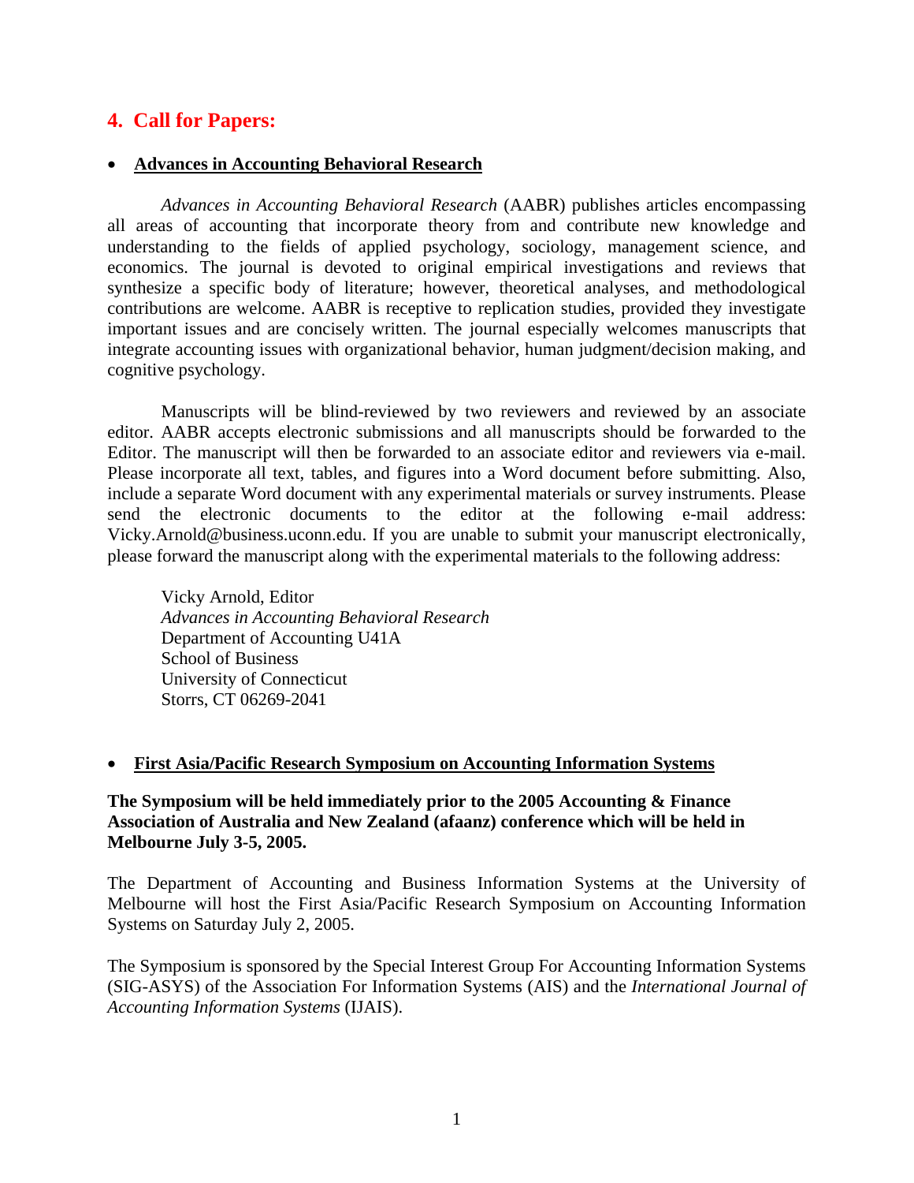## 4. Call for Papers:

- **Advances in Accounting Behavioral Research**

*Advances in Accounting Behavioral Research* (AABR) publishes articles encompassing all areas of accounting that incorporate theory from and contribute new knowledge and understanding to the fields of applied psychology, sociology, management science, and economics. The journal is devoted to original empirical investigations and reviews that synthesize a specific body of literature; however, theoretical analyses, and methodological contributions are welcome. AABR is receptive to replication studies, provided they investigate important issues and are concisely written. The journal especially welcomes manuscripts that integrate accounting issues with organizational behavior, human judgment/decision making, and cognitive psychology.

Manuscripts will be blind-reviewed by two reviewers and reviewed by an associate editor. AABR accepts electronic submissions and all manuscripts should be forwarded to the Editor. The manuscript will then be forwarded to an associate editor and reviewers via e-mail. Please incorporate all text, tables, and figures into a Word document before submitting. Also, include a separate Word document with any experimental materials or survey instruments. Please send the electronic documents to the editor at the following e-mail address: Vicky.Arnold@business.uconn.edu. If you are unable to submit your manuscript electronically, please forward the manuscript along with the experimental materials to the following address:

Vicky Arnold, Editor
*Advances in Accounting Behavioral Research*
Department of Accounting U41A
School of Business
University of Connecticut
Storrs, CT 06269-2041

- **First Asia/Pacific Research Symposium on Accounting Information Systems**

**The Symposium will be held immediately prior to the 2005 Accounting & Finance Association of Australia and New Zealand (afaanz) conference which will be held in Melbourne July 3-5, 2005.**

The Department of Accounting and Business Information Systems at the University of Melbourne will host the First Asia/Pacific Research Symposium on Accounting Information Systems on Saturday July 2, 2005.

The Symposium is sponsored by the Special Interest Group For Accounting Information Systems (SIG-ASYS) of the Association For Information Systems (AIS) and the *International Journal of Accounting Information Systems* (IJAIS).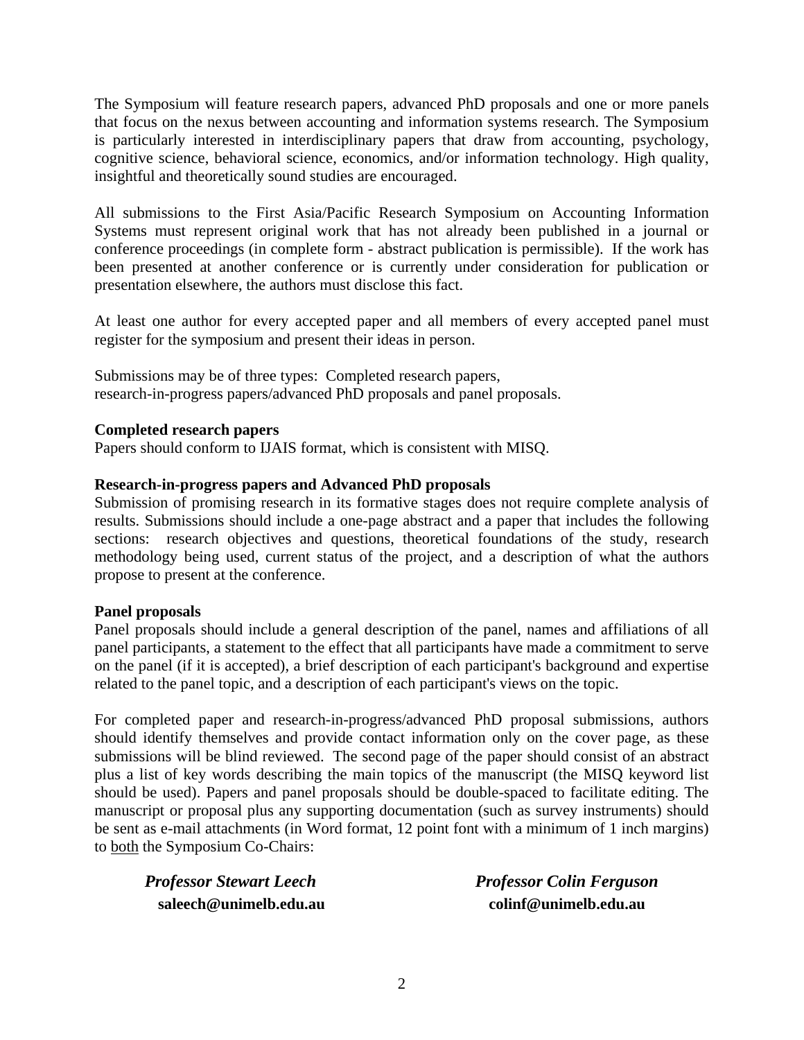The Symposium will feature research papers, advanced PhD proposals and one or more panels that focus on the nexus between accounting and information systems research. The Symposium is particularly interested in interdisciplinary papers that draw from accounting, psychology, cognitive science, behavioral science, economics, and/or information technology. High quality, insightful and theoretically sound studies are encouraged.

All submissions to the First Asia/Pacific Research Symposium on Accounting Information Systems must represent original work that has not already been published in a journal or conference proceedings (in complete form - abstract publication is permissible). If the work has been presented at another conference or is currently under consideration for publication or presentation elsewhere, the authors must disclose this fact.

At least one author for every accepted paper and all members of every accepted panel must register for the symposium and present their ideas in person.

Submissions may be of three types: Completed research papers, research-in-progress papers/advanced PhD proposals and panel proposals.

**Completed research papers**

Papers should conform to IJAIS format, which is consistent with MISQ.

**Research-in-progress papers and Advanced PhD proposals**

Submission of promising research in its formative stages does not require complete analysis of results. Submissions should include a one-page abstract and a paper that includes the following sections: research objectives and questions, theoretical foundations of the study, research methodology being used, current status of the project, and a description of what the authors propose to present at the conference.

**Panel proposals**

Panel proposals should include a general description of the panel, names and affiliations of all panel participants, a statement to the effect that all participants have made a commitment to serve on the panel (if it is accepted), a brief description of each participant's background and expertise related to the panel topic, and a description of each participant's views on the topic.

For completed paper and research-in-progress/advanced PhD proposal submissions, authors should identify themselves and provide contact information only on the cover page, as these submissions will be blind reviewed. The second page of the paper should consist of an abstract plus a list of key words describing the main topics of the manuscript (the MISQ keyword list should be used). Papers and panel proposals should be double-spaced to facilitate editing. The manuscript or proposal plus any supporting documentation (such as survey instruments) should be sent as e-mail attachments (in Word format, 12 point font with a minimum of 1 inch margins) to both the Symposium Co-Chairs:

***Professor Stewart Leech***
**saleech@unimelb.edu.au**

***Professor Colin Ferguson***
**colinf@unimelb.edu.au**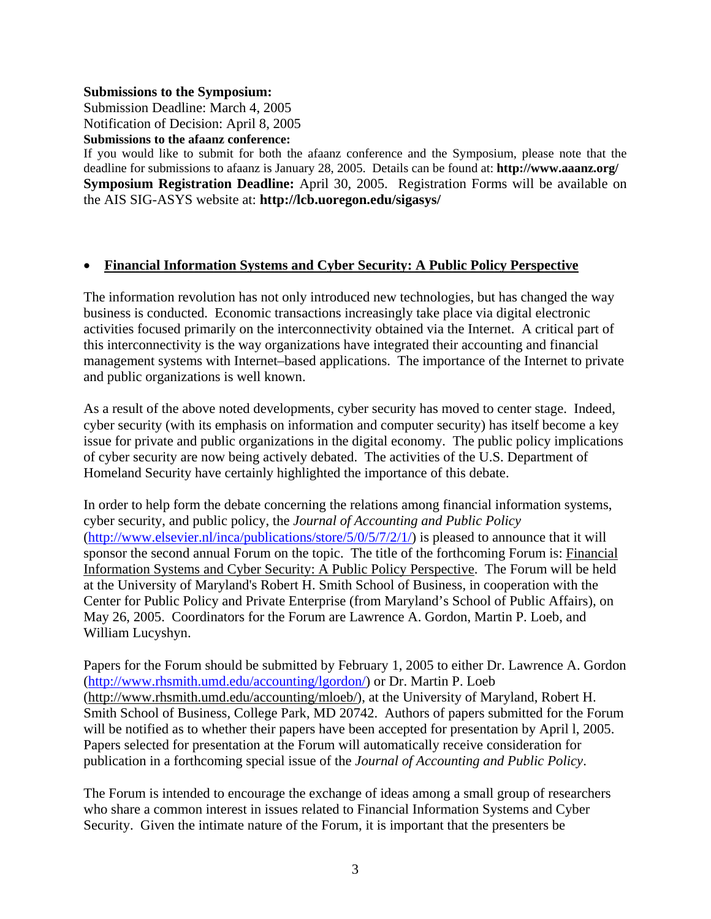**Submissions to the Symposium:**
Submission Deadline: March 4, 2005
Notification of Decision: April 8, 2005
**Submissions to the afaanz conference:**
If you would like to submit for both the afaanz conference and the Symposium, please note that the deadline for submissions to afaanz is January 28, 2005. Details can be found at: **http://www.aaanz.org/**
**Symposium Registration Deadline:** April 30, 2005. Registration Forms will be available on the AIS SIG-ASYS website at: **http://lcb.uoregon.edu/sigasys/**

- **Financial Information Systems and Cyber Security: A Public Policy Perspective**

The information revolution has not only introduced new technologies, but has changed the way business is conducted. Economic transactions increasingly take place via digital electronic activities focused primarily on the interconnectivity obtained via the Internet. A critical part of this interconnectivity is the way organizations have integrated their accounting and financial management systems with Internet–based applications. The importance of the Internet to private and public organizations is well known.

As a result of the above noted developments, cyber security has moved to center stage. Indeed, cyber security (with its emphasis on information and computer security) has itself become a key issue for private and public organizations in the digital economy. The public policy implications of cyber security are now being actively debated. The activities of the U.S. Department of Homeland Security have certainly highlighted the importance of this debate.

In order to help form the debate concerning the relations among financial information systems, cyber security, and public policy, the *Journal of Accounting and Public Policy* (http://www.elsevier.nl/inca/publications/store/5/0/5/7/2/1/) is pleased to announce that it will sponsor the second annual Forum on the topic. The title of the forthcoming Forum is: Financial Information Systems and Cyber Security: A Public Policy Perspective. The Forum will be held at the University of Maryland's Robert H. Smith School of Business, in cooperation with the Center for Public Policy and Private Enterprise (from Maryland's School of Public Affairs), on May 26, 2005. Coordinators for the Forum are Lawrence A. Gordon, Martin P. Loeb, and William Lucyshyn.

Papers for the Forum should be submitted by February 1, 2005 to either Dr. Lawrence A. Gordon (http://www.rhsmith.umd.edu/accounting/lgordon/) or Dr. Martin P. Loeb (http://www.rhsmith.umd.edu/accounting/mloeb/), at the University of Maryland, Robert H. Smith School of Business, College Park, MD 20742. Authors of papers submitted for the Forum will be notified as to whether their papers have been accepted for presentation by April l, 2005. Papers selected for presentation at the Forum will automatically receive consideration for publication in a forthcoming special issue of the *Journal of Accounting and Public Policy*.

The Forum is intended to encourage the exchange of ideas among a small group of researchers who share a common interest in issues related to Financial Information Systems and Cyber Security. Given the intimate nature of the Forum, it is important that the presenters be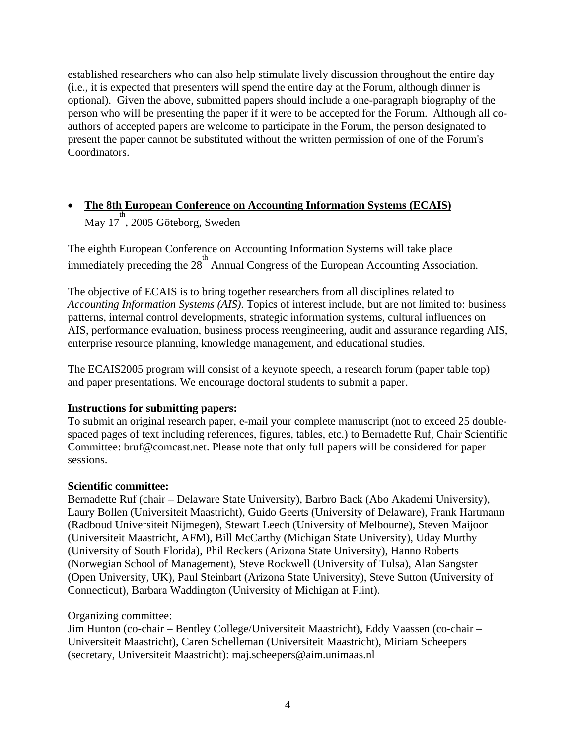established researchers who can also help stimulate lively discussion throughout the entire day (i.e., it is expected that presenters will spend the entire day at the Forum, although dinner is optional). Given the above, submitted papers should include a one-paragraph biography of the person who will be presenting the paper if it were to be accepted for the Forum. Although all co-authors of accepted papers are welcome to participate in the Forum, the person designated to present the paper cannot be substituted without the written permission of one of the Forum's Coordinators.

- **The 8th European Conference on Accounting Information Systems (ECAIS)**
  May 17th, 2005 Göteborg, Sweden

The eighth European Conference on Accounting Information Systems will take place immediately preceding the 28th Annual Congress of the European Accounting Association.

The objective of ECAIS is to bring together researchers from all disciplines related to *Accounting Information Systems (AIS)*. Topics of interest include, but are not limited to: business patterns, internal control developments, strategic information systems, cultural influences on AIS, performance evaluation, business process reengineering, audit and assurance regarding AIS, enterprise resource planning, knowledge management, and educational studies.

The ECAIS2005 program will consist of a keynote speech, a research forum (paper table top) and paper presentations. We encourage doctoral students to submit a paper.

**Instructions for submitting papers:**
To submit an original research paper, e-mail your complete manuscript (not to exceed 25 double-spaced pages of text including references, figures, tables, etc.) to Bernadette Ruf, Chair Scientific Committee: bruf@comcast.net. Please note that only full papers will be considered for paper sessions.

**Scientific committee:**
Bernadette Ruf (chair – Delaware State University), Barbro Back (Abo Akademi University), Laury Bollen (Universiteit Maastricht), Guido Geerts (University of Delaware), Frank Hartmann (Radboud Universiteit Nijmegen), Stewart Leech (University of Melbourne), Steven Maijoor (Universiteit Maastricht, AFM), Bill McCarthy (Michigan State University), Uday Murthy (University of South Florida), Phil Reckers (Arizona State University), Hanno Roberts (Norwegian School of Management), Steve Rockwell (University of Tulsa), Alan Sangster (Open University, UK), Paul Steinbart (Arizona State University), Steve Sutton (University of Connecticut), Barbara Waddington (University of Michigan at Flint).

Organizing committee:
Jim Hunton (co-chair – Bentley College/Universiteit Maastricht), Eddy Vaassen (co-chair – Universiteit Maastricht), Caren Schelleman (Universiteit Maastricht), Miriam Scheepers (secretary, Universiteit Maastricht): maj.scheepers@aim.unimaas.nl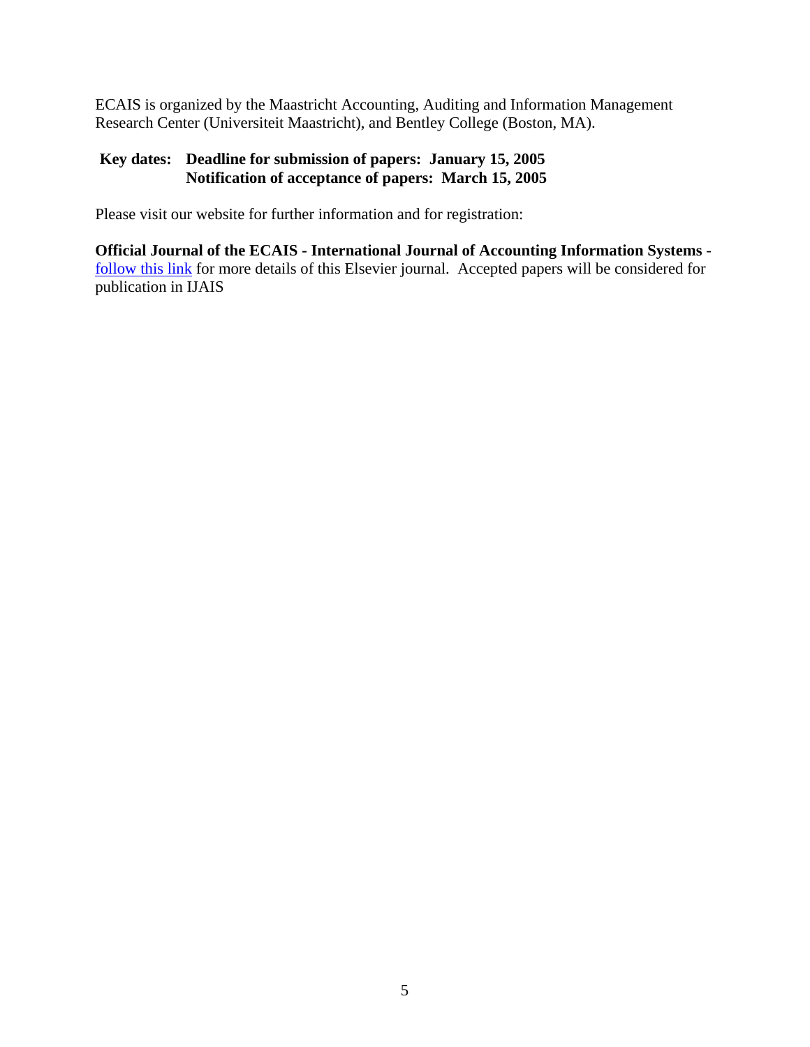ECAIS is organized by the Maastricht Accounting, Auditing and Information Management Research Center (Universiteit Maastricht), and Bentley College (Boston, MA).

**Key dates: Deadline for submission of papers: January 15, 2005**
**Notification of acceptance of papers: March 15, 2005**

Please visit our website for further information and for registration:

**Official Journal of the ECAIS - International Journal of Accounting Information Systems** - follow this link for more details of this Elsevier journal. Accepted papers will be considered for publication in IJAIS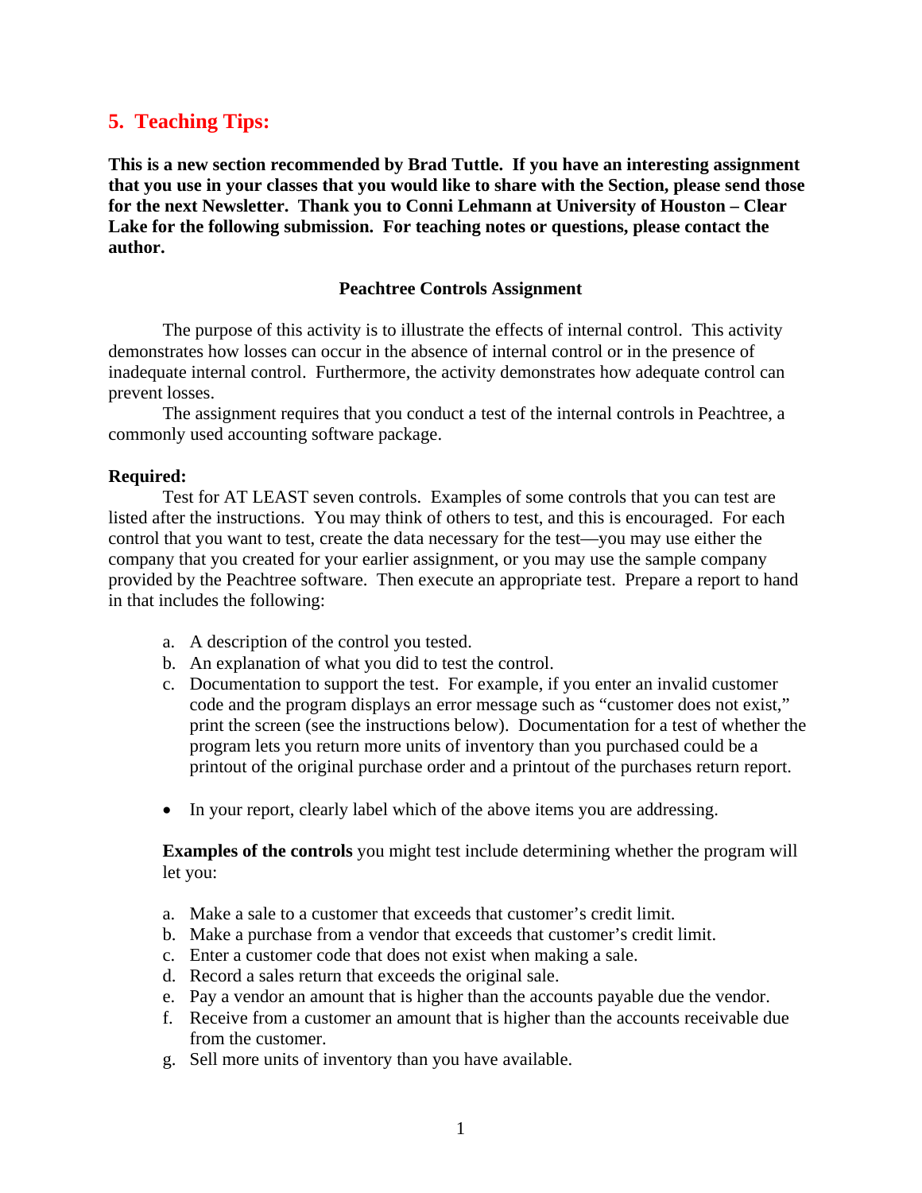## 5. Teaching Tips:

**This is a new section recommended by Brad Tuttle. If you have an interesting assignment that you use in your classes that you would like to share with the Section, please send those for the next Newsletter. Thank you to Conni Lehmann at University of Houston – Clear Lake for the following submission. For teaching notes or questions, please contact the author.**

### Peachtree Controls Assignment

The purpose of this activity is to illustrate the effects of internal control. This activity demonstrates how losses can occur in the absence of internal control or in the presence of inadequate internal control. Furthermore, the activity demonstrates how adequate control can prevent losses.

The assignment requires that you conduct a test of the internal controls in Peachtree, a commonly used accounting software package.

**Required:**

Test for AT LEAST seven controls. Examples of some controls that you can test are listed after the instructions. You may think of others to test, and this is encouraged. For each control that you want to test, create the data necessary for the test—you may use either the company that you created for your earlier assignment, or you may use the sample company provided by the Peachtree software. Then execute an appropriate test. Prepare a report to hand in that includes the following:

a. A description of the control you tested.
b. An explanation of what you did to test the control.
c. Documentation to support the test. For example, if you enter an invalid customer code and the program displays an error message such as "customer does not exist," print the screen (see the instructions below). Documentation for a test of whether the program lets you return more units of inventory than you purchased could be a printout of the original purchase order and a printout of the purchases return report.

- In your report, clearly label which of the above items you are addressing.

**Examples of the controls** you might test include determining whether the program will let you:

a. Make a sale to a customer that exceeds that customer's credit limit.
b. Make a purchase from a vendor that exceeds that customer's credit limit.
c. Enter a customer code that does not exist when making a sale.
d. Record a sales return that exceeds the original sale.
e. Pay a vendor an amount that is higher than the accounts payable due the vendor.
f. Receive from a customer an amount that is higher than the accounts receivable due from the customer.
g. Sell more units of inventory than you have available.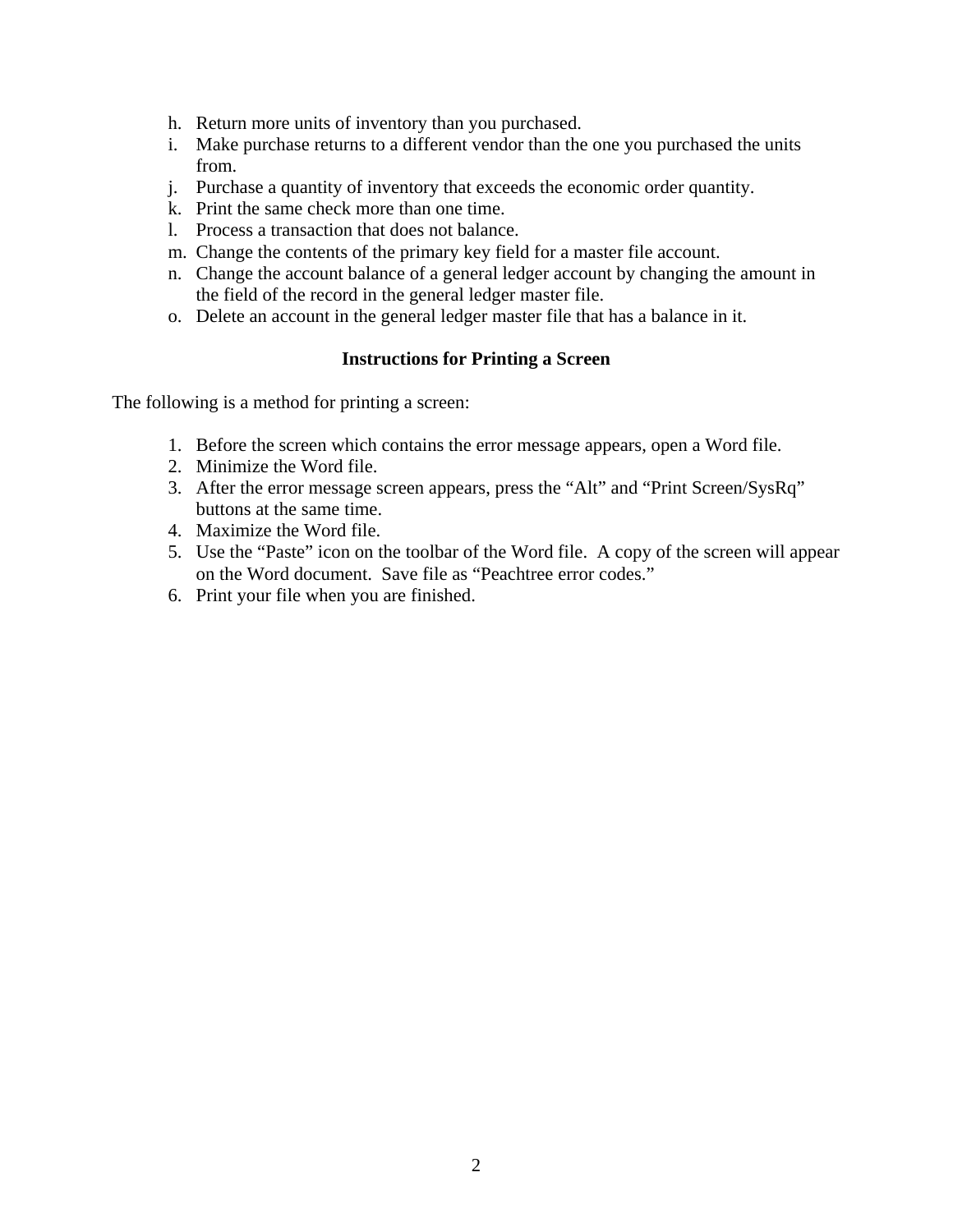h. Return more units of inventory than you purchased.
i. Make purchase returns to a different vendor than the one you purchased the units from.
j. Purchase a quantity of inventory that exceeds the economic order quantity.
k. Print the same check more than one time.
l. Process a transaction that does not balance.
m. Change the contents of the primary key field for a master file account.
n. Change the account balance of a general ledger account by changing the amount in the field of the record in the general ledger master file.
o. Delete an account in the general ledger master file that has a balance in it.

**Instructions for Printing a Screen**

The following is a method for printing a screen:

1. Before the screen which contains the error message appears, open a Word file.
2. Minimize the Word file.
3. After the error message screen appears, press the "Alt" and "Print Screen/SysRq" buttons at the same time.
4. Maximize the Word file.
5. Use the "Paste" icon on the toolbar of the Word file. A copy of the screen will appear on the Word document. Save file as "Peachtree error codes."
6. Print your file when you are finished.